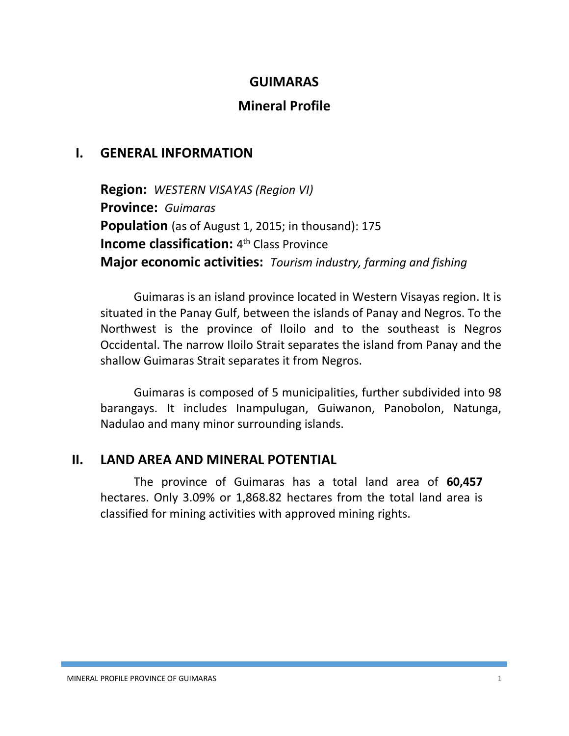# GUIMARAS

## Mineral Profile

## I. GENERAL INFORMATION

**Region:** *WESTERN VISAYAS (Region VI)*
**Province:** *Guimaras*
**Population** (as of August 1, 2015; in thousand): 175
**Income classification:** 4th Class Province
**Major economic activities:** *Tourism industry, farming and fishing*

Guimaras is an island province located in Western Visayas region. It is situated in the Panay Gulf, between the islands of Panay and Negros. To the Northwest is the province of Iloilo and to the southeast is Negros Occidental. The narrow Iloilo Strait separates the island from Panay and the shallow Guimaras Strait separates it from Negros.

Guimaras is composed of 5 municipalities, further subdivided into 98 barangays. It includes Inampulugan, Guiwanon, Panobolon, Natunga, Nadulao and many minor surrounding islands.

## II. LAND AREA AND MINERAL POTENTIAL

The province of Guimaras has a total land area of **60,457** hectares. Only 3.09% or 1,868.82 hectares from the total land area is classified for mining activities with approved mining rights.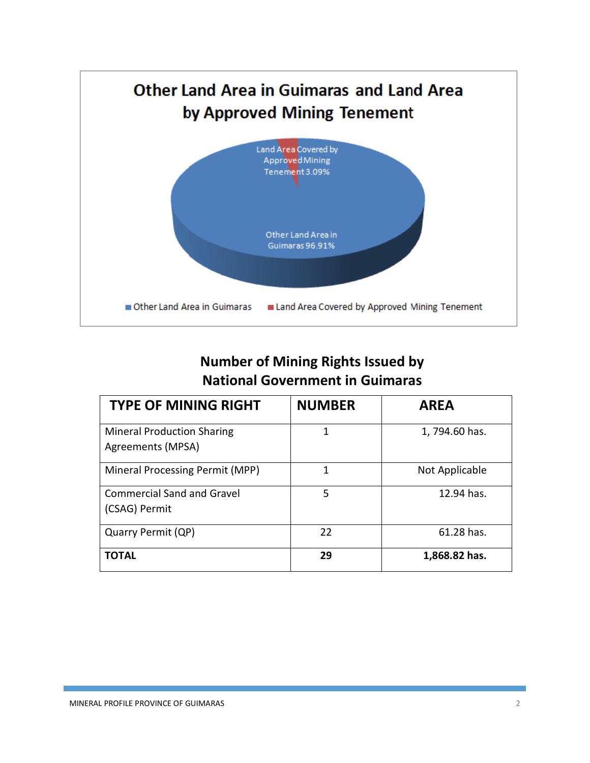Other Land Area in Guimaras and Land Area by Approved Mining Tenement

Land Area Covered by Approved Mining Tenement 3.09%

Other Land Area in Guimaras 96.91%

Other Land Area in Guimaras | Land Area Covered by Approved Mining Tenement

## Number of Mining Rights Issued by National Government in Guimaras

| TYPE OF MINING RIGHT | NUMBER | AREA |
|---|---|---|
| Mineral Production Sharing Agreements (MPSA) | 1 | 1, 794.60 has. |
| Mineral Processing Permit (MPP) | 1 | Not Applicable |
| Commercial Sand and Gravel (CSAG) Permit | 5 | 12.94 has. |
| Quarry Permit (QP) | 22 | 61.28 has. |
| **TOTAL** | **29** | **1,868.82 has.** |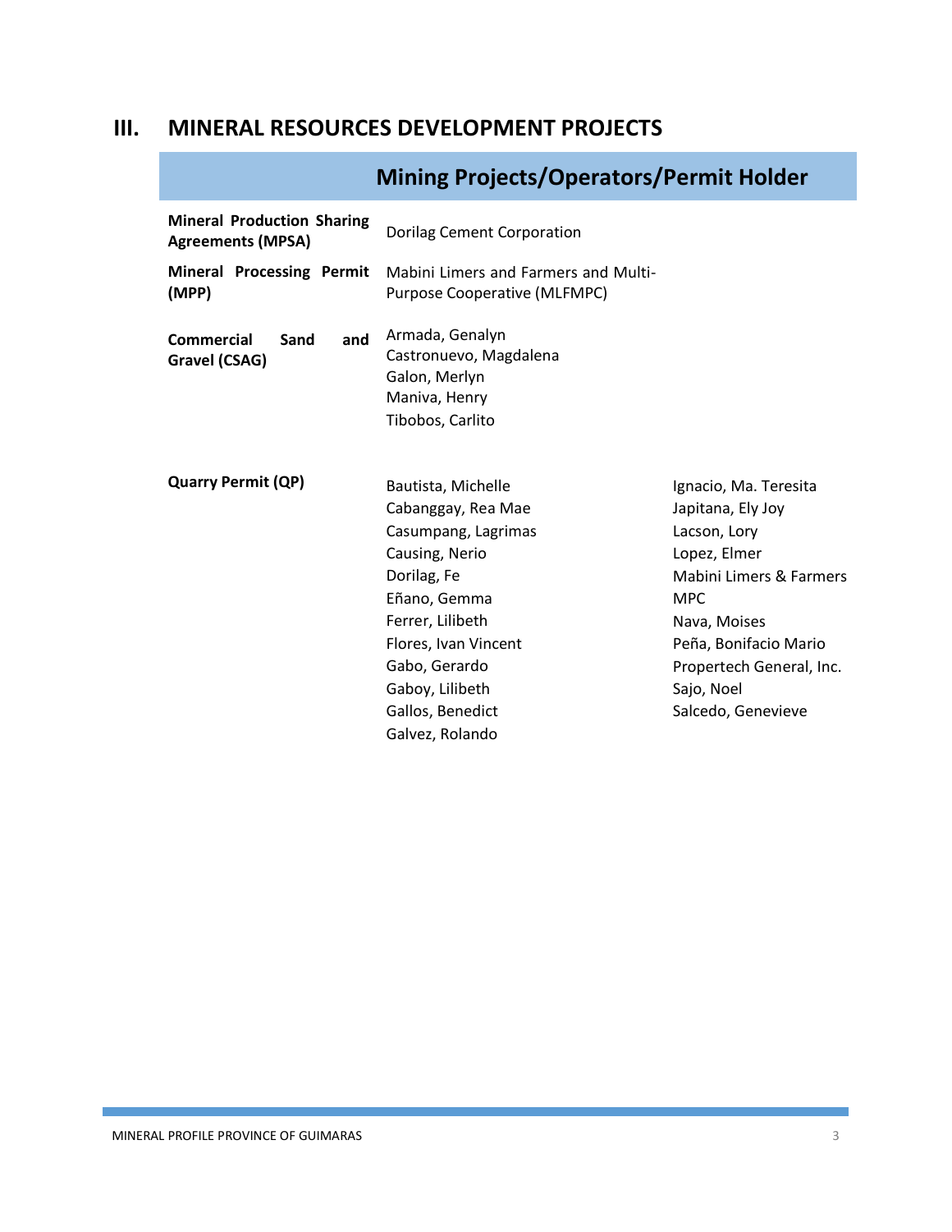# III. MINERAL RESOURCES DEVELOPMENT PROJECTS

| | Mining Projects/Operators/Permit Holder | |
|---|---|---|
| **Mineral Production Sharing Agreements (MPSA)** | Dorilag Cement Corporation | |
| **Mineral Processing Permit (MPP)** | Mabini Limers and Farmers and Multi-Purpose Cooperative (MLFMPC) | |
| **Commercial Sand and Gravel (CSAG)** | Armada, Genalyn<br>Castronuevo, Magdalena<br>Galon, Merlyn<br>Maniva, Henry<br>Tibobos, Carlito | |
| **Quarry Permit (QP)** | Bautista, Michelle<br>Cabanggay, Rea Mae<br>Casumpang, Lagrimas<br>Causing, Nerio<br>Dorilag, Fe<br>Eñano, Gemma<br>Ferrer, Lilibeth<br>Flores, Ivan Vincent<br>Gabo, Gerardo<br>Gaboy, Lilibeth<br>Gallos, Benedict<br>Galvez, Rolando | Ignacio, Ma. Teresita<br>Japitana, Ely Joy<br>Lacson, Lory<br>Lopez, Elmer<br>Mabini Limers & Farmers MPC<br>Nava, Moises<br>Peña, Bonifacio Mario<br>Propertech General, Inc.<br>Sajo, Noel<br>Salcedo, Genevieve |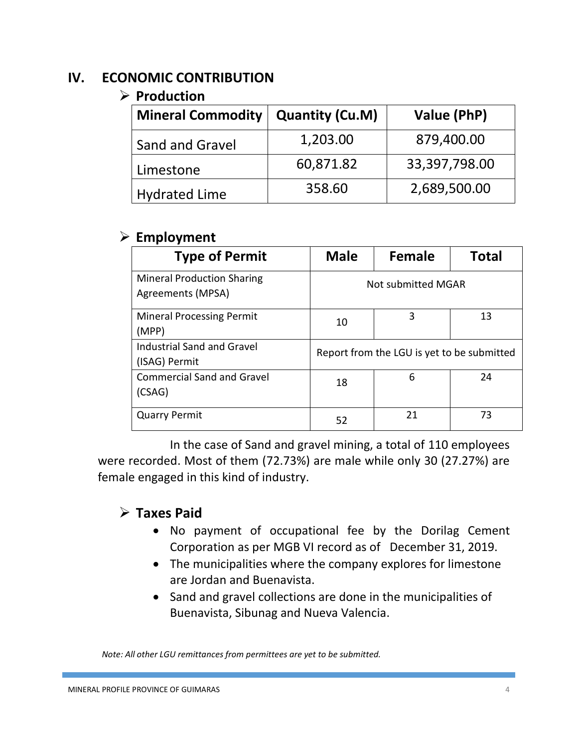# IV. ECONOMIC CONTRIBUTION

## ➢ Production

| Mineral Commodity | Quantity (Cu.M) | Value (PhP) |
|---|---|---|
| Sand and Gravel | 1,203.00 | 879,400.00 |
| Limestone | 60,871.82 | 33,397,798.00 |
| Hydrated Lime | 358.60 | 2,689,500.00 |

## ➢ Employment

| Type of Permit | Male | Female | Total |
|---|---|---|---|
| Mineral Production Sharing Agreements (MPSA) | Not submitted MGAR | | |
| Mineral Processing Permit (MPP) | 10 | 3 | 13 |
| Industrial Sand and Gravel (ISAG) Permit | Report from the LGU is yet to be submitted | | |
| Commercial Sand and Gravel (CSAG) | 18 | 6 | 24 |
| Quarry Permit | 52 | 21 | 73 |

In the case of Sand and gravel mining, a total of 110 employees were recorded. Most of them (72.73%) are male while only 30 (27.27%) are female engaged in this kind of industry.

## ➢ Taxes Paid

- No payment of occupational fee by the Dorilag Cement Corporation as per MGB VI record as of December 31, 2019.
- The municipalities where the company explores for limestone are Jordan and Buenavista.
- Sand and gravel collections are done in the municipalities of Buenavista, Sibunag and Nueva Valencia.

*Note: All other LGU remittances from permittees are yet to be submitted.*